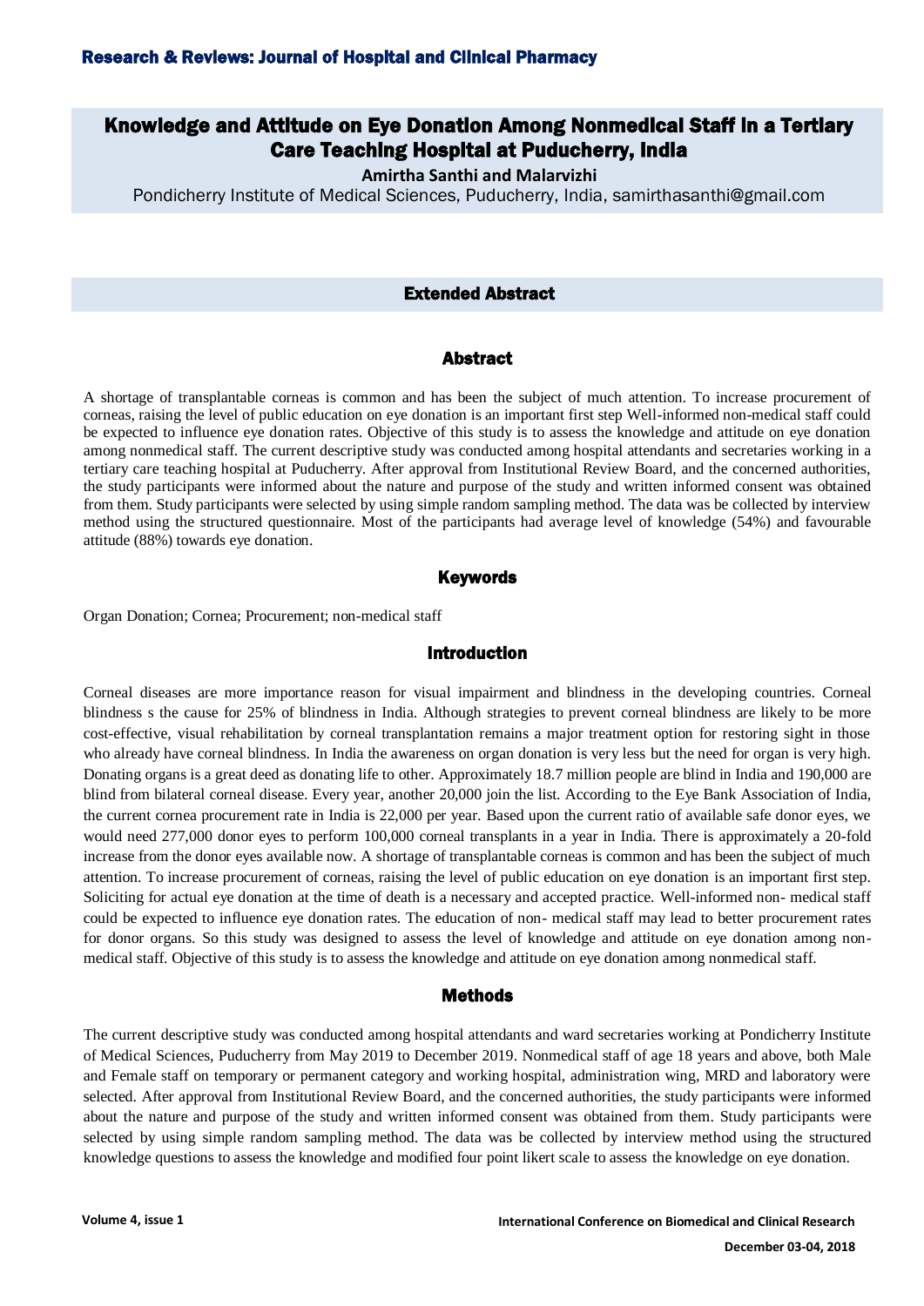# Knowledge and Attitude on Eye Donation Among Nonmedical Staff in a Tertiary Care Teaching Hospital at Puducherry, India

**Amirtha Santhi and Malarvizhi**

Pondicherry Institute of Medical Sciences, Puducherry, India, samirthasanthi@gmail.com

## Extended Abstract

## Abstract

A shortage of transplantable corneas is common and has been the subject of much attention. To increase procurement of corneas, raising the level of public education on eye donation is an important first step Well-informed non-medical staff could be expected to influence eye donation rates. Objective of this study is to assess the knowledge and attitude on eye donation among nonmedical staff. The current descriptive study was conducted among hospital attendants and secretaries working in a tertiary care teaching hospital at Puducherry. After approval from Institutional Review Board, and the concerned authorities, the study participants were informed about the nature and purpose of the study and written informed consent was obtained from them. Study participants were selected by using simple random sampling method. The data was be collected by interview method using the structured questionnaire. Most of the participants had average level of knowledge (54%) and favourable attitude (88%) towards eye donation.

## Keywords

Organ Donation; Cornea; Procurement; non-medical staff

## Introduction

Corneal diseases are more importance reason for visual impairment and blindness in the developing countries. Corneal blindness s the cause for 25% of blindness in India. Although strategies to prevent corneal blindness are likely to be more cost-effective, visual rehabilitation by corneal transplantation remains a major treatment option for restoring sight in those who already have corneal blindness. In India the awareness on organ donation is very less but the need for organ is very high. Donating organs is a great deed as donating life to other. Approximately 18.7 million people are blind in India and 190,000 are blind from bilateral corneal disease. Every year, another 20,000 join the list. According to the Eye Bank Association of India, the current cornea procurement rate in India is 22,000 per year. Based upon the current ratio of available safe donor eyes, we would need 277,000 donor eyes to perform 100,000 corneal transplants in a year in India. There is approximately a 20-fold increase from the donor eyes available now. A shortage of transplantable corneas is common and has been the subject of much attention. To increase procurement of corneas, raising the level of public education on eye donation is an important first step. Soliciting for actual eye donation at the time of death is a necessary and accepted practice. Well-informed non- medical staff could be expected to influence eye donation rates. The education of non- medical staff may lead to better procurement rates for donor organs. So this study was designed to assess the level of knowledge and attitude on eye donation among non-medical staff. Objective of this study is to assess the knowledge and attitude on eye donation among nonmedical staff.

## Methods

The current descriptive study was conducted among hospital attendants and ward secretaries working at Pondicherry Institute of Medical Sciences, Puducherry from May 2019 to December 2019. Nonmedical staff of age 18 years and above, both Male and Female staff on temporary or permanent category and working hospital, administration wing, MRD and laboratory were selected. After approval from Institutional Review Board, and the concerned authorities, the study participants were informed about the nature and purpose of the study and written informed consent was obtained from them. Study participants were selected by using simple random sampling method. The data was be collected by interview method using the structured knowledge questions to assess the knowledge and modified four point likert scale to assess the knowledge on eye donation.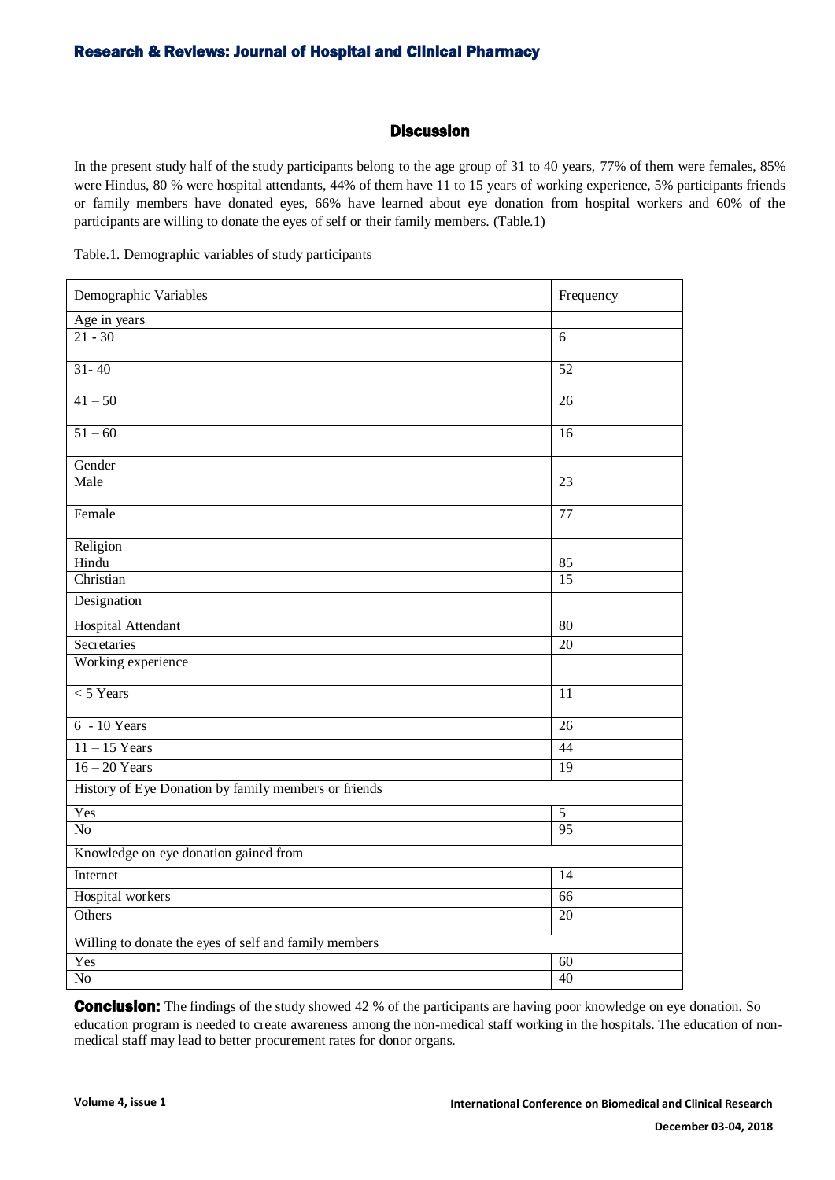## Discussion

In the present study half of the study participants belong to the age group of 31 to 40 years, 77% of them were females, 85% were Hindus, 80 % were hospital attendants, 44% of them have 11 to 15 years of working experience, 5% participants friends or family members have donated eyes, 66% have learned about eye donation from hospital workers and 60% of the participants are willing to donate the eyes of self or their family members. (Table.1)

Table.1. Demographic variables of study participants

| Demographic Variables | Frequency |
|---|---|
| Age in years | |
| 21 - 30 | 6 |
| 31- 40 | 52 |
| 41 – 50 | 26 |
| 51 – 60 | 16 |
| Gender | |
| Male | 23 |
| Female | 77 |
| Religion | |
| Hindu | 85 |
| Christian | 15 |
| Designation | |
| Hospital Attendant | 80 |
| Secretaries | 20 |
| Working experience | |
| < 5 Years | 11 |
| 6 - 10 Years | 26 |
| 11 – 15 Years | 44 |
| 16 – 20 Years | 19 |
| History of Eye Donation by family members or friends | |
| Yes | 5 |
| No | 95 |
| Knowledge on eye donation gained from | |
| Internet | 14 |
| Hospital workers | 66 |
| Others | 20 |
| Willing to donate the eyes of self and family members | |
| Yes | 60 |
| No | 40 |

**Conclusion:** The findings of the study showed 42 % of the participants are having poor knowledge on eye donation. So education program is needed to create awareness among the non-medical staff working in the hospitals. The education of non-medical staff may lead to better procurement rates for donor organs.